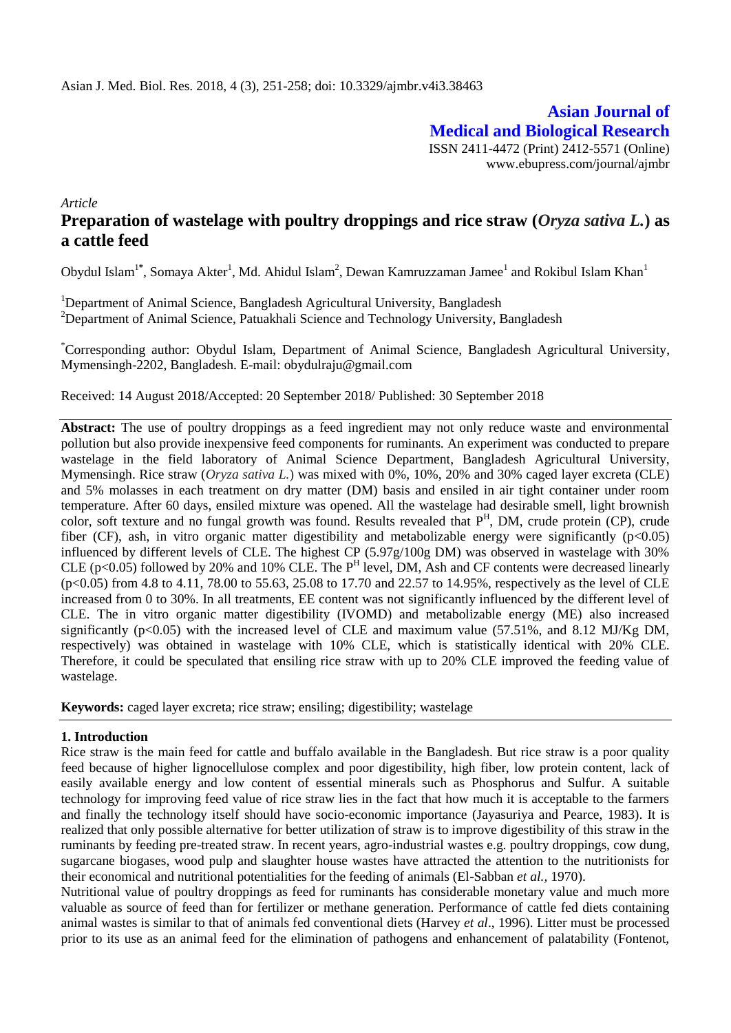Asian J. Med. Biol. Res. 2018, 4 (3), 251-258; doi: 10.3329/ajmbr.v4i3.38463

**Asian Journal of Medical and Biological Research**

ISSN 2411-4472 (Print) 2412-5571 (Online)
www.ebupress.com/journal/ajmbr

*Article*

# Preparation of wastelage with poultry droppings and rice straw (*Oryza sativa L.*) as a cattle feed

Obydul Islam[1*], Somaya Akter[1], Md. Ahidul Islam[2], Dewan Kamruzzaman Jamee[1] and Rokibul Islam Khan[1]

[1]Department of Animal Science, Bangladesh Agricultural University, Bangladesh
[2]Department of Animal Science, Patuakhali Science and Technology University, Bangladesh

[*]Corresponding author: Obydul Islam, Department of Animal Science, Bangladesh Agricultural University, Mymensingh-2202, Bangladesh. E-mail: obydulraju@gmail.com

Received: 14 August 2018/Accepted: 20 September 2018/ Published: 30 September 2018

**Abstract:** The use of poultry droppings as a feed ingredient may not only reduce waste and environmental pollution but also provide inexpensive feed components for ruminants. An experiment was conducted to prepare wastelage in the field laboratory of Animal Science Department, Bangladesh Agricultural University, Mymensingh. Rice straw (*Oryza sativa L.*) was mixed with 0%, 10%, 20% and 30% caged layer excreta (CLE) and 5% molasses in each treatment on dry matter (DM) basis and ensiled in air tight container under room temperature. After 60 days, ensiled mixture was opened. All the wastelage had desirable smell, light brownish color, soft texture and no fungal growth was found. Results revealed that $P^H$, DM, crude protein (CP), crude fiber (CF), ash, in vitro organic matter digestibility and metabolizable energy were significantly ($p<0.05$) influenced by different levels of CLE. The highest CP (5.97g/100g DM) was observed in wastelage with 30% CLE ($p<0.05$) followed by 20% and 10% CLE. The $P^H$ level, DM, Ash and CF contents were decreased linearly ($p<0.05$) from 4.8 to 4.11, 78.00 to 55.63, 25.08 to 17.70 and 22.57 to 14.95%, respectively as the level of CLE increased from 0 to 30%. In all treatments, EE content was not significantly influenced by the different level of CLE. The in vitro organic matter digestibility (IVOMD) and metabolizable energy (ME) also increased significantly ($p<0.05$) with the increased level of CLE and maximum value (57.51%, and 8.12 MJ/Kg DM, respectively) was obtained in wastelage with 10% CLE, which is statistically identical with 20% CLE. Therefore, it could be speculated that ensiling rice straw with up to 20% CLE improved the feeding value of wastelage.

**Keywords:** caged layer excreta; rice straw; ensiling; digestibility; wastelage

## 1. Introduction

Rice straw is the main feed for cattle and buffalo available in the Bangladesh. But rice straw is a poor quality feed because of higher lignocellulose complex and poor digestibility, high fiber, low protein content, lack of easily available energy and low content of essential minerals such as Phosphorus and Sulfur. A suitable technology for improving feed value of rice straw lies in the fact that how much it is acceptable to the farmers and finally the technology itself should have socio-economic importance (Jayasuriya and Pearce, 1983). It is realized that only possible alternative for better utilization of straw is to improve digestibility of this straw in the ruminants by feeding pre-treated straw. In recent years, agro-industrial wastes e.g. poultry droppings, cow dung, sugarcane biogases, wood pulp and slaughter house wastes have attracted the attention to the nutritionists for their economical and nutritional potentialities for the feeding of animals (El-Sabban *et al.,* 1970).

Nutritional value of poultry droppings as feed for ruminants has considerable monetary value and much more valuable as source of feed than for fertilizer or methane generation. Performance of cattle fed diets containing animal wastes is similar to that of animals fed conventional diets (Harvey *et al*., 1996). Litter must be processed prior to its use as an animal feed for the elimination of pathogens and enhancement of palatability (Fontenot,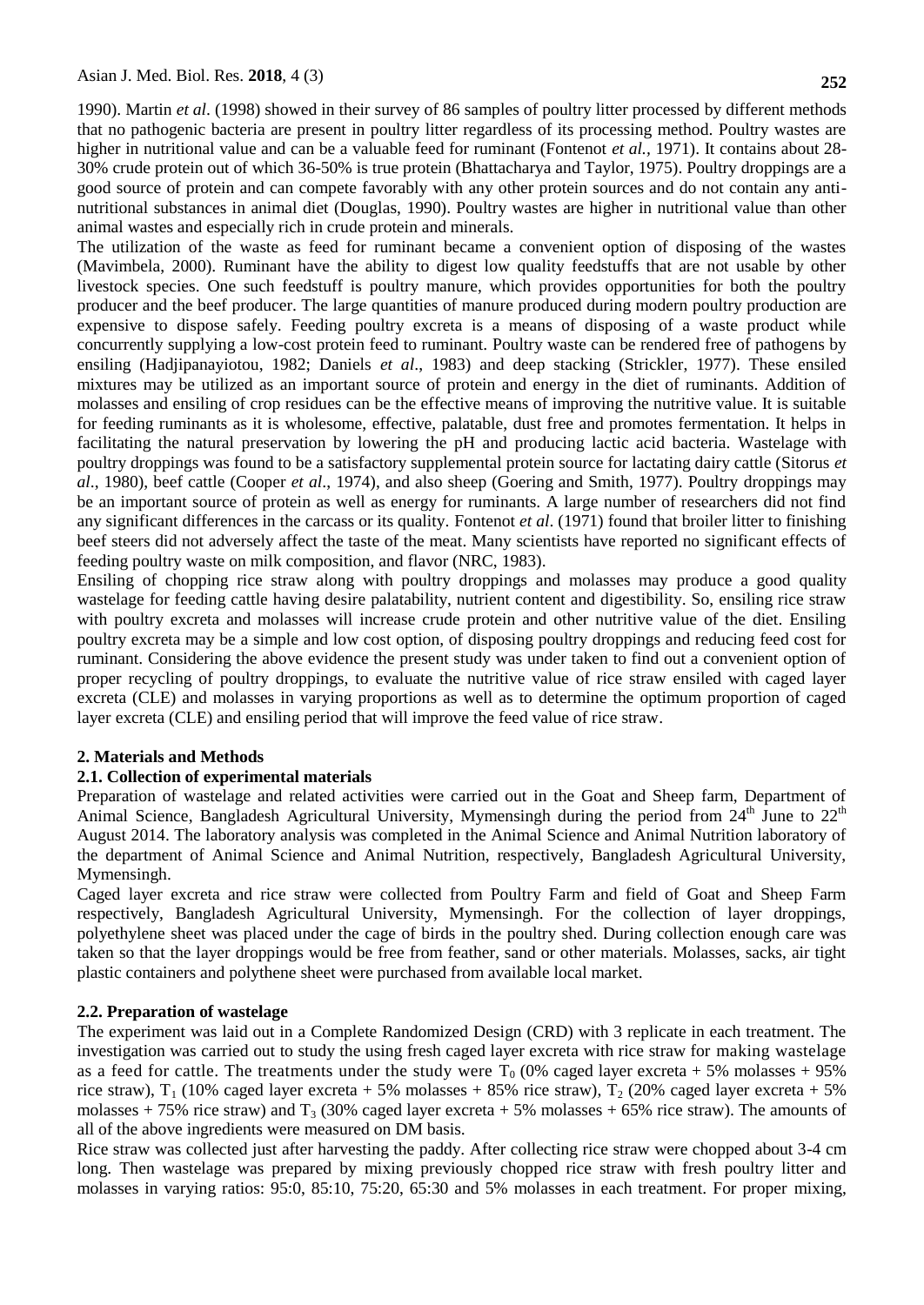1990). Martin *et al*. (1998) showed in their survey of 86 samples of poultry litter processed by different methods that no pathogenic bacteria are present in poultry litter regardless of its processing method. Poultry wastes are higher in nutritional value and can be a valuable feed for ruminant (Fontenot *et al.*, 1971). It contains about 28-30% crude protein out of which 36-50% is true protein (Bhattacharya and Taylor, 1975). Poultry droppings are a good source of protein and can compete favorably with any other protein sources and do not contain any anti-nutritional substances in animal diet (Douglas, 1990). Poultry wastes are higher in nutritional value than other animal wastes and especially rich in crude protein and minerals.

The utilization of the waste as feed for ruminant became a convenient option of disposing of the wastes (Mavimbela, 2000). Ruminant have the ability to digest low quality feedstuffs that are not usable by other livestock species. One such feedstuff is poultry manure, which provides opportunities for both the poultry producer and the beef producer. The large quantities of manure produced during modern poultry production are expensive to dispose safely. Feeding poultry excreta is a means of disposing of a waste product while concurrently supplying a low-cost protein feed to ruminant. Poultry waste can be rendered free of pathogens by ensiling (Hadjipanayiotou, 1982; Daniels *et al*., 1983) and deep stacking (Strickler, 1977). These ensiled mixtures may be utilized as an important source of protein and energy in the diet of ruminants. Addition of molasses and ensiling of crop residues can be the effective means of improving the nutritive value. It is suitable for feeding ruminants as it is wholesome, effective, palatable, dust free and promotes fermentation. It helps in facilitating the natural preservation by lowering the pH and producing lactic acid bacteria. Wastelage with poultry droppings was found to be a satisfactory supplemental protein source for lactating dairy cattle (Sitorus *et al*., 1980), beef cattle (Cooper *et al*., 1974), and also sheep (Goering and Smith, 1977). Poultry droppings may be an important source of protein as well as energy for ruminants. A large number of researchers did not find any significant differences in the carcass or its quality. Fontenot *et al*. (1971) found that broiler litter to finishing beef steers did not adversely affect the taste of the meat. Many scientists have reported no significant effects of feeding poultry waste on milk composition, and flavor (NRC, 1983).

Ensiling of chopping rice straw along with poultry droppings and molasses may produce a good quality wastelage for feeding cattle having desire palatability, nutrient content and digestibility. So, ensiling rice straw with poultry excreta and molasses will increase crude protein and other nutritive value of the diet. Ensiling poultry excreta may be a simple and low cost option, of disposing poultry droppings and reducing feed cost for ruminant. Considering the above evidence the present study was under taken to find out a convenient option of proper recycling of poultry droppings, to evaluate the nutritive value of rice straw ensiled with caged layer excreta (CLE) and molasses in varying proportions as well as to determine the optimum proportion of caged layer excreta (CLE) and ensiling period that will improve the feed value of rice straw.

## 2. Materials and Methods

### 2.1. Collection of experimental materials

Preparation of wastelage and related activities were carried out in the Goat and Sheep farm, Department of Animal Science, Bangladesh Agricultural University, Mymensingh during the period from 24th June to 22th August 2014. The laboratory analysis was completed in the Animal Science and Animal Nutrition laboratory of the department of Animal Science and Animal Nutrition, respectively, Bangladesh Agricultural University, Mymensingh.

Caged layer excreta and rice straw were collected from Poultry Farm and field of Goat and Sheep Farm respectively, Bangladesh Agricultural University, Mymensingh. For the collection of layer droppings, polyethylene sheet was placed under the cage of birds in the poultry shed. During collection enough care was taken so that the layer droppings would be free from feather, sand or other materials. Molasses, sacks, air tight plastic containers and polythene sheet were purchased from available local market.

### 2.2. Preparation of wastelage

The experiment was laid out in a Complete Randomized Design (CRD) with 3 replicate in each treatment. The investigation was carried out to study the using fresh caged layer excreta with rice straw for making wastelage as a feed for cattle. The treatments under the study were $T_0$ (0% caged layer excreta + 5% molasses + 95% rice straw), $T_1$ (10% caged layer excreta + 5% molasses + 85% rice straw), $T_2$ (20% caged layer excreta + 5% molasses + 75% rice straw) and $T_3$ (30% caged layer excreta + 5% molasses + 65% rice straw). The amounts of all of the above ingredients were measured on DM basis.

Rice straw was collected just after harvesting the paddy. After collecting rice straw were chopped about 3-4 cm long. Then wastelage was prepared by mixing previously chopped rice straw with fresh poultry litter and molasses in varying ratios: 95:0, 85:10, 75:20, 65:30 and 5% molasses in each treatment. For proper mixing,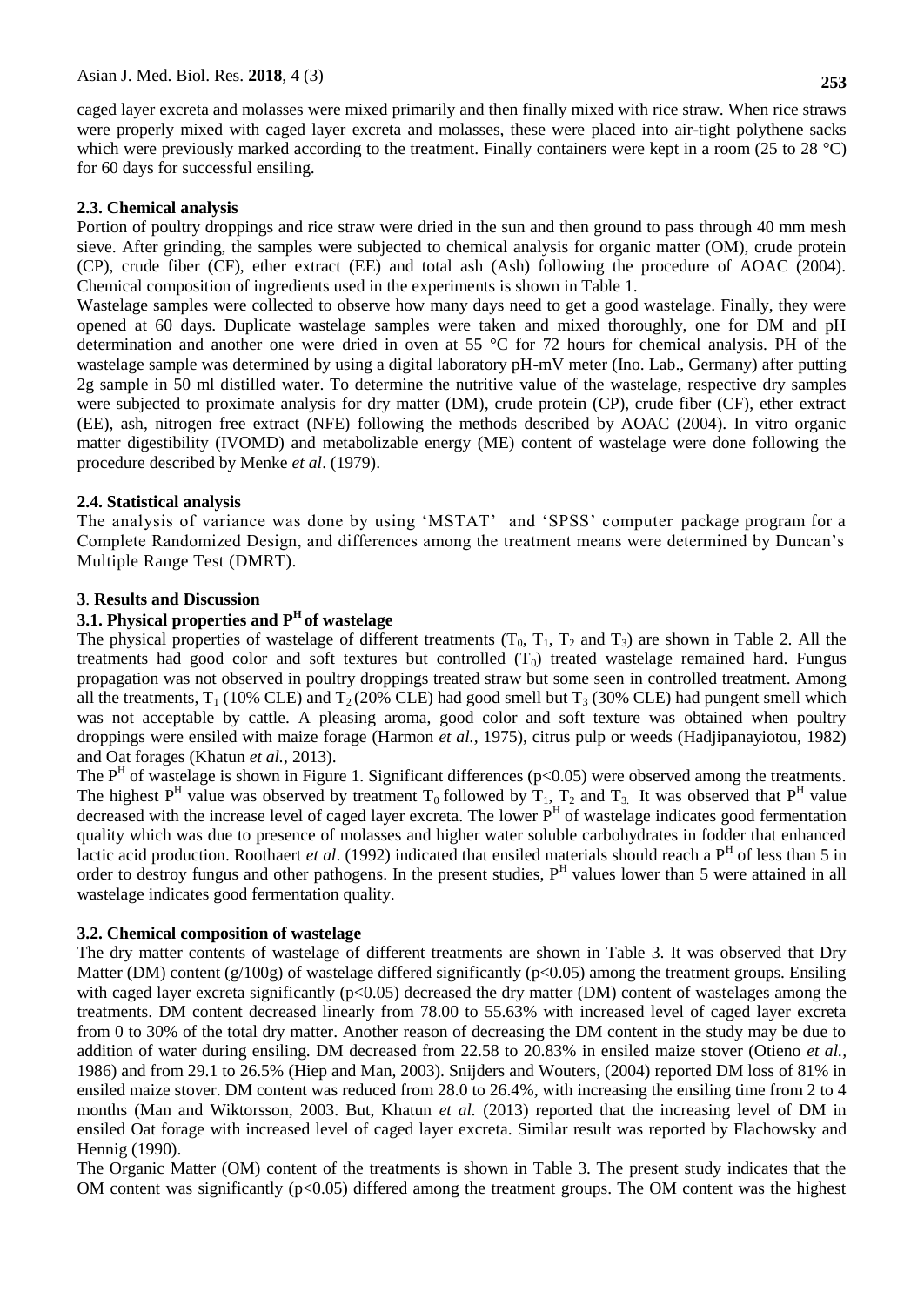caged layer excreta and molasses were mixed primarily and then finally mixed with rice straw. When rice straws were properly mixed with caged layer excreta and molasses, these were placed into air-tight polythene sacks which were previously marked according to the treatment. Finally containers were kept in a room (25 to 28 °C) for 60 days for successful ensiling.

### 2.3. Chemical analysis

Portion of poultry droppings and rice straw were dried in the sun and then ground to pass through 40 mm mesh sieve. After grinding, the samples were subjected to chemical analysis for organic matter (OM), crude protein (CP), crude fiber (CF), ether extract (EE) and total ash (Ash) following the procedure of AOAC (2004). Chemical composition of ingredients used in the experiments is shown in Table 1.

Wastelage samples were collected to observe how many days need to get a good wastelage. Finally, they were opened at 60 days. Duplicate wastelage samples were taken and mixed thoroughly, one for DM and pH determination and another one were dried in oven at 55 °C for 72 hours for chemical analysis. PH of the wastelage sample was determined by using a digital laboratory pH-mV meter (Ino. Lab., Germany) after putting 2g sample in 50 ml distilled water. To determine the nutritive value of the wastelage, respective dry samples were subjected to proximate analysis for dry matter (DM), crude protein (CP), crude fiber (CF), ether extract (EE), ash, nitrogen free extract (NFE) following the methods described by AOAC (2004). In vitro organic matter digestibility (IVOMD) and metabolizable energy (ME) content of wastelage were done following the procedure described by Menke *et al*. (1979).

### 2.4. Statistical analysis

The analysis of variance was done by using 'MSTAT' and 'SPSS' computer package program for a Complete Randomized Design, and differences among the treatment means were determined by Duncan's Multiple Range Test (DMRT).

## 3. Results and Discussion

### 3.1. Physical properties and $P^H$ of wastelage

The physical properties of wastelage of different treatments ($T_0$, $T_1$, $T_2$ and $T_3$) are shown in Table 2. All the treatments had good color and soft textures but controlled ($T_0$) treated wastelage remained hard. Fungus propagation was not observed in poultry droppings treated straw but some seen in controlled treatment. Among all the treatments, $T_1$ (10% CLE) and $T_2$ (20% CLE) had good smell but $T_3$ (30% CLE) had pungent smell which was not acceptable by cattle. A pleasing aroma, good color and soft texture was obtained when poultry droppings were ensiled with maize forage (Harmon *et al.*, 1975), citrus pulp or weeds (Hadjipanayiotou, 1982) and Oat forages (Khatun *et al.*, 2013).

The $P^H$ of wastelage is shown in Figure 1. Significant differences ($p<0.05$) were observed among the treatments. The highest $P^H$ value was observed by treatment $T_0$ followed by $T_1$, $T_2$ and $T_3$. It was observed that $P^H$ value decreased with the increase level of caged layer excreta. The lower $P^H$ of wastelage indicates good fermentation quality which was due to presence of molasses and higher water soluble carbohydrates in fodder that enhanced lactic acid production. Roothaert *et al*. (1992) indicated that ensiled materials should reach a $P^H$ of less than 5 in order to destroy fungus and other pathogens. In the present studies, $P^H$ values lower than 5 were attained in all wastelage indicates good fermentation quality.

### 3.2. Chemical composition of wastelage

The dry matter contents of wastelage of different treatments are shown in Table 3. It was observed that Dry Matter (DM) content (g/100g) of wastelage differed significantly ($p<0.05$) among the treatment groups. Ensiling with caged layer excreta significantly ($p<0.05$) decreased the dry matter (DM) content of wastelages among the treatments. DM content decreased linearly from 78.00 to 55.63% with increased level of caged layer excreta from 0 to 30% of the total dry matter. Another reason of decreasing the DM content in the study may be due to addition of water during ensiling. DM decreased from 22.58 to 20.83% in ensiled maize stover (Otieno *et al.*, 1986) and from 29.1 to 26.5% (Hiep and Man, 2003). Snijders and Wouters, (2004) reported DM loss of 81% in ensiled maize stover. DM content was reduced from 28.0 to 26.4%, with increasing the ensiling time from 2 to 4 months (Man and Wiktorsson, 2003. But, Khatun *et al.* (2013) reported that the increasing level of DM in ensiled Oat forage with increased level of caged layer excreta. Similar result was reported by Flachowsky and Hennig (1990).

The Organic Matter (OM) content of the treatments is shown in Table 3. The present study indicates that the OM content was significantly ($p<0.05$) differed among the treatment groups. The OM content was the highest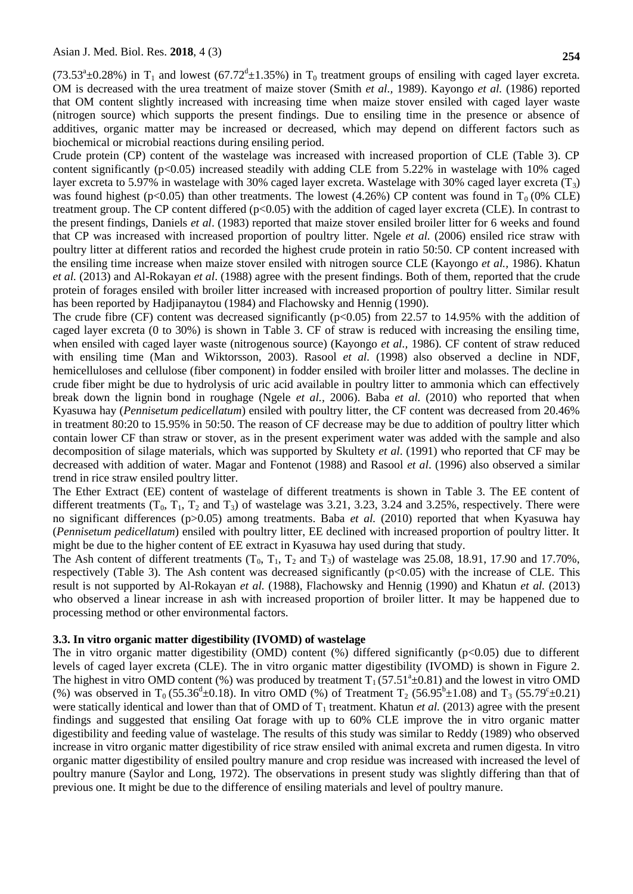($73.53^a\pm0.28\%$) in $T_1$ and lowest ($67.72^d\pm1.35\%$) in $T_0$ treatment groups of ensiling with caged layer excreta. OM is decreased with the urea treatment of maize stover (Smith *et al.*, 1989). Kayongo *et al.* (1986) reported that OM content slightly increased with increasing time when maize stover ensiled with caged layer waste (nitrogen source) which supports the present findings. Due to ensiling time in the presence or absence of additives, organic matter may be increased or decreased, which may depend on different factors such as biochemical or microbial reactions during ensiling period.

Crude protein (CP) content of the wastelage was increased with increased proportion of CLE (Table 3). CP content significantly ($p<0.05$) increased steadily with adding CLE from 5.22% in wastelage with 10% caged layer excreta to 5.97% in wastelage with 30% caged layer excreta. Wastelage with 30% caged layer excreta ($T_3$) was found highest ($p<0.05$) than other treatments. The lowest (4.26%) CP content was found in $T_0$ (0% CLE) treatment group. The CP content differed ($p<0.05$) with the addition of caged layer excreta (CLE). In contrast to the present findings, Daniels *et al*. (1983) reported that maize stover ensiled broiler litter for 6 weeks and found that CP was increased with increased proportion of poultry litter. Ngele *et al.* (2006) ensiled rice straw with poultry litter at different ratios and recorded the highest crude protein in ratio 50:50. CP content increased with the ensiling time increase when maize stover ensiled with nitrogen source CLE (Kayongo *et al.*, 1986). Khatun *et al.* (2013) and Al-Rokayan *et al*. (1988) agree with the present findings. Both of them, reported that the crude protein of forages ensiled with broiler litter increased with increased proportion of poultry litter. Similar result has been reported by Hadjipanaytou (1984) and Flachowsky and Hennig (1990).

The crude fibre (CF) content was decreased significantly ($p<0.05$) from 22.57 to 14.95% with the addition of caged layer excreta (0 to 30%) is shown in Table 3. CF of straw is reduced with increasing the ensiling time, when ensiled with caged layer waste (nitrogenous source) (Kayongo *et al.*, 1986). CF content of straw reduced with ensiling time (Man and Wiktorsson, 2003). Rasool *et al.* (1998) also observed a decline in NDF, hemicelluloses and cellulose (fiber component) in fodder ensiled with broiler litter and molasses. The decline in crude fiber might be due to hydrolysis of uric acid available in poultry litter to ammonia which can effectively break down the lignin bond in roughage (Ngele *et al.*, 2006). Baba *et al.* (2010) who reported that when Kyasuwa hay (*Pennisetum pedicellatum*) ensiled with poultry litter, the CF content was decreased from 20.46% in treatment 80:20 to 15.95% in 50:50. The reason of CF decrease may be due to addition of poultry litter which contain lower CF than straw or stover, as in the present experiment water was added with the sample and also decomposition of silage materials, which was supported by Skultety *et al*. (1991) who reported that CF may be decreased with addition of water. Magar and Fontenot (1988) and Rasool *et al*. (1996) also observed a similar trend in rice straw ensiled poultry litter.

The Ether Extract (EE) content of wastelage of different treatments is shown in Table 3. The EE content of different treatments ($T_0$, $T_1$, $T_2$ and $T_3$) of wastelage was 3.21, 3.23, 3.24 and 3.25%, respectively. There were no significant differences ($p>0.05$) among treatments. Baba *et al.* (2010) reported that when Kyasuwa hay (*Pennisetum pedicellatum*) ensiled with poultry litter, EE declined with increased proportion of poultry litter. It might be due to the higher content of EE extract in Kyasuwa hay used during that study.

The Ash content of different treatments ($T_0$, $T_1$, $T_2$ and $T_3$) of wastelage was 25.08, 18.91, 17.90 and 17.70%, respectively (Table 3). The Ash content was decreased significantly ($p<0.05$) with the increase of CLE. This result is not supported by Al-Rokayan *et al.* (1988), Flachowsky and Hennig (1990) and Khatun *et al.* (2013) who observed a linear increase in ash with increased proportion of broiler litter. It may be happened due to processing method or other environmental factors.

### 3.3. In vitro organic matter digestibility (IVOMD) of wastelage

The in vitro organic matter digestibility (OMD) content (%) differed significantly ($p<0.05$) due to different levels of caged layer excreta (CLE). The in vitro organic matter digestibility (IVOMD) is shown in Figure 2. The highest in vitro OMD content (%) was produced by treatment $T_1$ ($57.51^a\pm0.81$) and the lowest in vitro OMD (%) was observed in $T_0$ ($55.36^d\pm0.18$). In vitro OMD (%) of Treatment $T_2$ ($56.95^b\pm1.08$) and $T_3$ ($55.79^c\pm0.21$) were statically identical and lower than that of OMD of $T_1$ treatment. Khatun *et al.* (2013) agree with the present findings and suggested that ensiling Oat forage with up to 60% CLE improve the in vitro organic matter digestibility and feeding value of wastelage. The results of this study was similar to Reddy (1989) who observed increase in vitro organic matter digestibility of rice straw ensiled with animal excreta and rumen digesta. In vitro organic matter digestibility of ensiled poultry manure and crop residue was increased with increased the level of poultry manure (Saylor and Long, 1972). The observations in present study was slightly differing than that of previous one. It might be due to the difference of ensiling materials and level of poultry manure.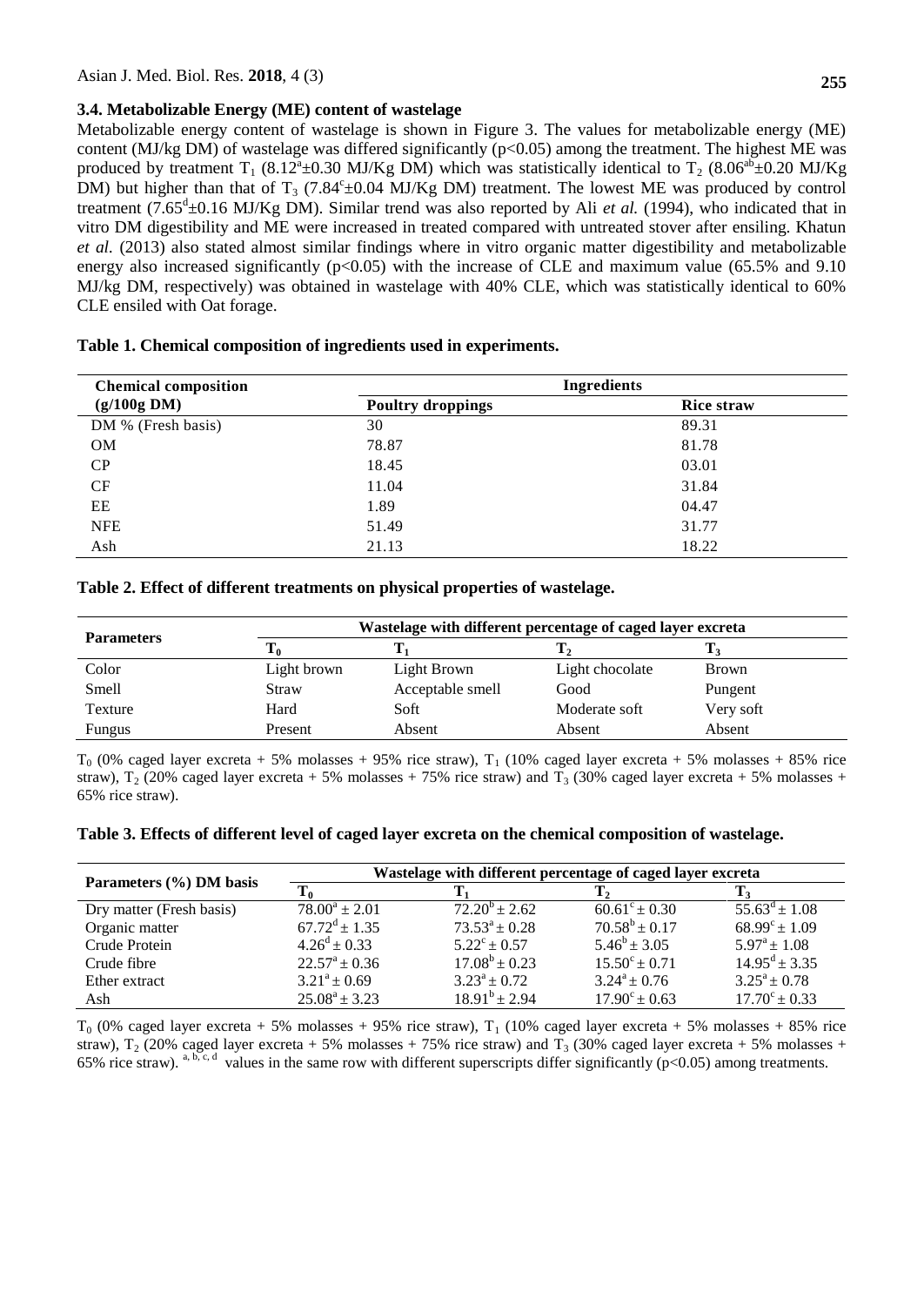### 3.4. Metabolizable Energy (ME) content of wastelage

Metabolizable energy content of wastelage is shown in Figure 3. The values for metabolizable energy (ME) content (MJ/kg DM) of wastelage was differed significantly ($p<0.05$) among the treatment. The highest ME was produced by treatment $T_1$ ($8.12^a \pm 0.30$ MJ/Kg DM) which was statistically identical to $T_2$ ($8.06^{ab} \pm 0.20$ MJ/Kg DM) but higher than that of $T_3$ ($7.84^c \pm 0.04$ MJ/Kg DM) treatment. The lowest ME was produced by control treatment ($7.65^d \pm 0.16$ MJ/Kg DM). Similar trend was also reported by Ali *et al.* (1994), who indicated that in vitro DM digestibility and ME were increased in treated compared with untreated stover after ensiling. Khatun *et al.* (2013) also stated almost similar findings where in vitro organic matter digestibility and metabolizable energy also increased significantly ($p<0.05$) with the increase of CLE and maximum value (65.5% and 9.10 MJ/kg DM, respectively) was obtained in wastelage with 40% CLE, which was statistically identical to 60% CLE ensiled with Oat forage.

**Table 1. Chemical composition of ingredients used in experiments.**

| Chemical composition (g/100g DM) | Ingredients | |
|---|---|---|
| | Poultry droppings | Rice straw |
| DM % (Fresh basis) | 30 | 89.31 |
| OM | 78.87 | 81.78 |
| CP | 18.45 | 03.01 |
| CF | 11.04 | 31.84 |
| EE | 1.89 | 04.47 |
| NFE | 51.49 | 31.77 |
| Ash | 21.13 | 18.22 |

**Table 2. Effect of different treatments on physical properties of wastelage.**

| Parameters | Wastelage with different percentage of caged layer excreta | | | |
|---|---|---|---|---|
| | $T_0$ | $T_1$ | $T_2$ | $T_3$ |
| Color | Light brown | Light Brown | Light chocolate | Brown |
| Smell | Straw | Acceptable smell | Good | Pungent |
| Texture | Hard | Soft | Moderate soft | Very soft |
| Fungus | Present | Absent | Absent | Absent |

$T_0$ (0% caged layer excreta + 5% molasses + 95% rice straw), $T_1$ (10% caged layer excreta + 5% molasses + 85% rice straw), $T_2$ (20% caged layer excreta + 5% molasses + 75% rice straw) and $T_3$ (30% caged layer excreta + 5% molasses + 65% rice straw).

**Table 3. Effects of different level of caged layer excreta on the chemical composition of wastelage.**

| Parameters (%) DM basis | Wastelage with different percentage of caged layer excreta | | | |
|---|---|---|---|---|
| | $T_0$ | $T_1$ | $T_2$ | $T_3$ |
| Dry matter (Fresh basis) | $78.00^a \pm 2.01$ | $72.20^b \pm 2.62$ | $60.61^c \pm 0.30$ | $55.63^d \pm 1.08$ |
| Organic matter | $67.72^d \pm 1.35$ | $73.53^a \pm 0.28$ | $70.58^b \pm 0.17$ | $68.99^c \pm 1.09$ |
| Crude Protein | $4.26^d \pm 0.33$ | $5.22^c \pm 0.57$ | $5.46^b \pm 3.05$ | $5.97^a \pm 1.08$ |
| Crude fibre | $22.57^a \pm 0.36$ | $17.08^b \pm 0.23$ | $15.50^c \pm 0.71$ | $14.95^d \pm 3.35$ |
| Ether extract | $3.21^a \pm 0.69$ | $3.23^a \pm 0.72$ | $3.24^a \pm 0.76$ | $3.25^a \pm 0.78$ |
| Ash | $25.08^a \pm 3.23$ | $18.91^b \pm 2.94$ | $17.90^c \pm 0.63$ | $17.70^c \pm 0.33$ |

$T_0$ (0% caged layer excreta + 5% molasses + 95% rice straw), $T_1$ (10% caged layer excreta + 5% molasses + 85% rice straw), $T_2$ (20% caged layer excreta + 5% molasses + 75% rice straw) and $T_3$ (30% caged layer excreta + 5% molasses + 65% rice straw). [a, b, c, d] values in the same row with different superscripts differ significantly ($p<0.05$) among treatments.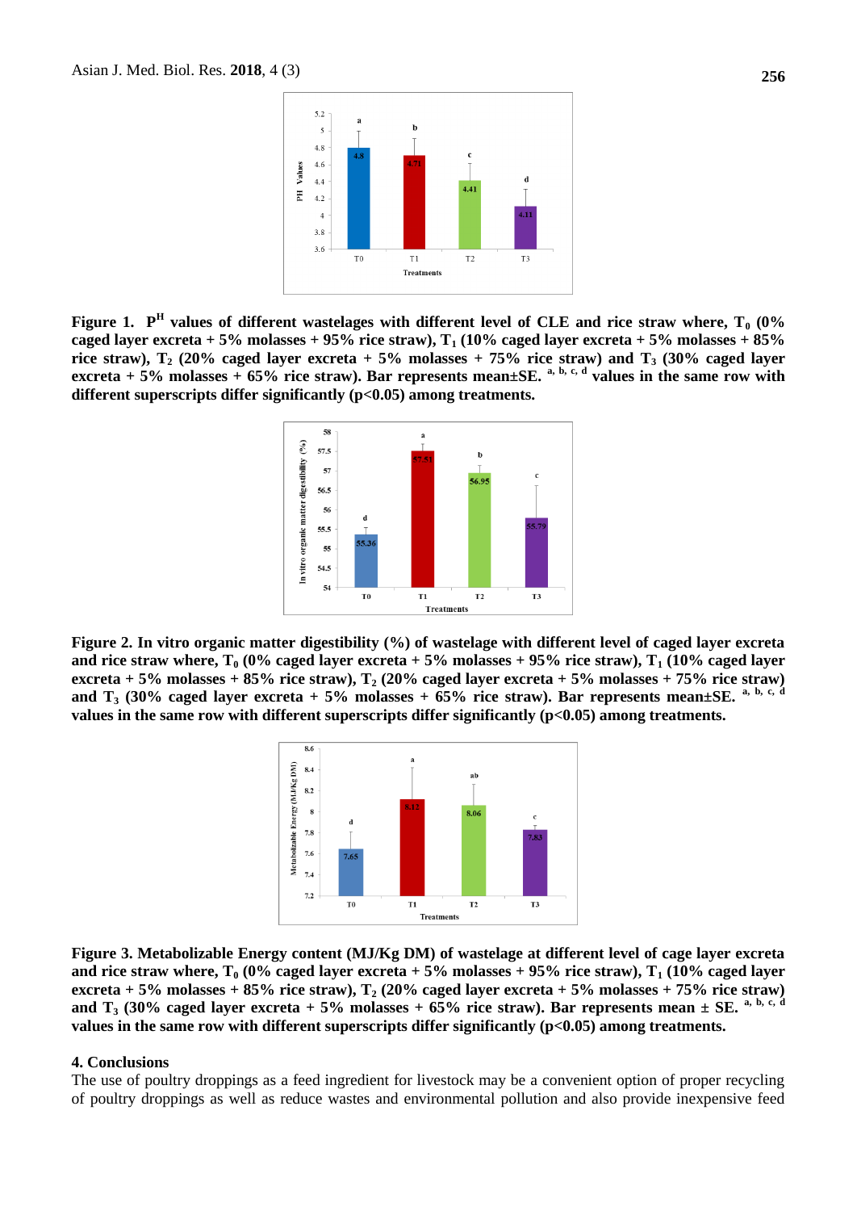**Figure 1. $P^H$ values of different wastelages with different level of CLE and rice straw where, $T_0$ (0% caged layer excreta + 5% molasses + 95% rice straw), $T_1$ (10% caged layer excreta + 5% molasses + 85% rice straw), $T_2$ (20% caged layer excreta + 5% molasses + 75% rice straw) and $T_3$ (30% caged layer excreta + 5% molasses + 65% rice straw). Bar represents mean±SE. [a, b, c, d] values in the same row with different superscripts differ significantly (p<0.05) among treatments.**

**Figure 2. In vitro organic matter digestibility (%) of wastelage with different level of caged layer excreta and rice straw where, $T_0$ (0% caged layer excreta + 5% molasses + 95% rice straw), $T_1$ (10% caged layer excreta + 5% molasses + 85% rice straw), $T_2$ (20% caged layer excreta + 5% molasses + 75% rice straw) and $T_3$ (30% caged layer excreta + 5% molasses + 65% rice straw). Bar represents mean±SE. [a, b, c, d] values in the same row with different superscripts differ significantly (p<0.05) among treatments.**

**Figure 3. Metabolizable Energy content (MJ/Kg DM) of wastelage at different level of cage layer excreta and rice straw where, $T_0$ (0% caged layer excreta + 5% molasses + 95% rice straw), $T_1$ (10% caged layer excreta + 5% molasses + 85% rice straw), $T_2$ (20% caged layer excreta + 5% molasses + 75% rice straw) and $T_3$ (30% caged layer excreta + 5% molasses + 65% rice straw). Bar represents mean ± SE. [a, b, c, d] values in the same row with different superscripts differ significantly (p<0.05) among treatments.**

## 4. Conclusions

The use of poultry droppings as a feed ingredient for livestock may be a convenient option of proper recycling of poultry droppings as well as reduce wastes and environmental pollution and also provide inexpensive feed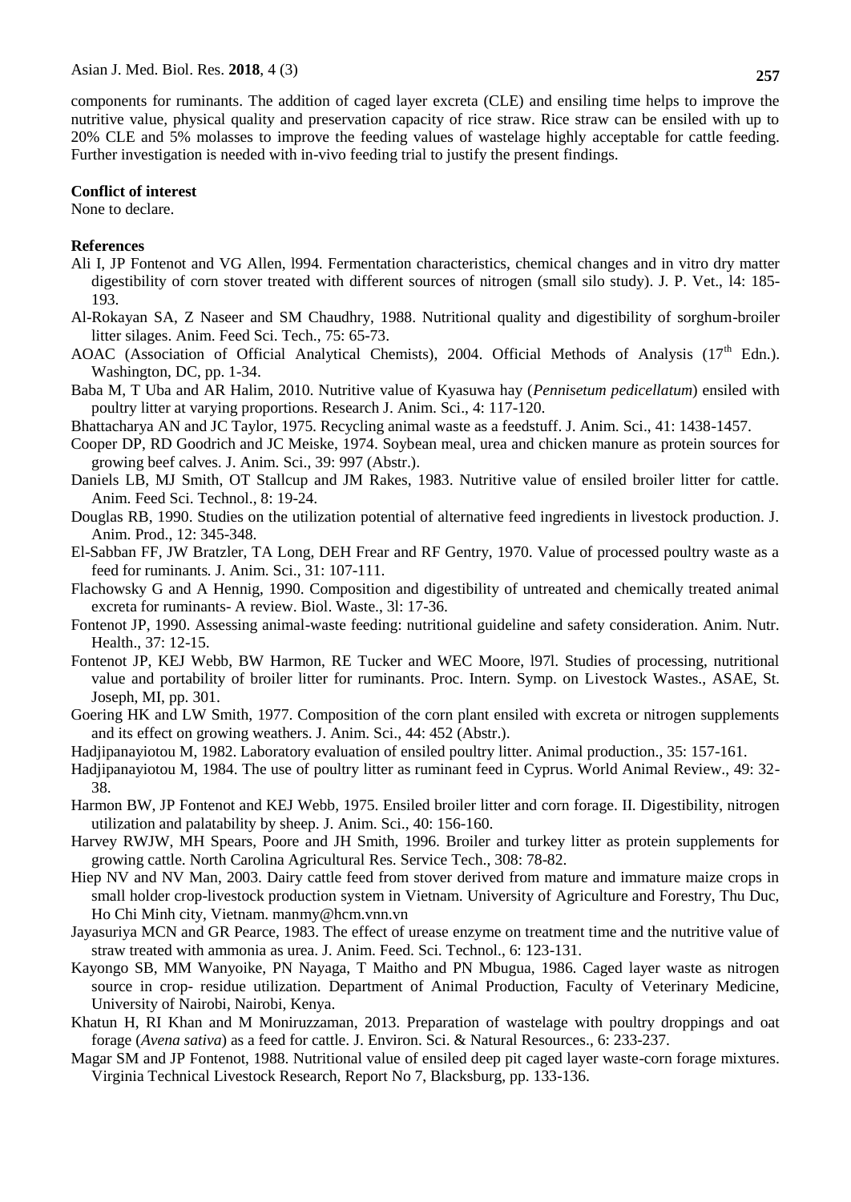components for ruminants. The addition of caged layer excreta (CLE) and ensiling time helps to improve the nutritive value, physical quality and preservation capacity of rice straw. Rice straw can be ensiled with up to 20% CLE and 5% molasses to improve the feeding values of wastelage highly acceptable for cattle feeding. Further investigation is needed with in-vivo feeding trial to justify the present findings.

**Conflict of interest**

None to declare.

**References**

Ali I, JP Fontenot and VG Allen, l994. Fermentation characteristics, chemical changes and in vitro dry matter digestibility of corn stover treated with different sources of nitrogen (small silo study). J. P. Vet., l4: 185-193.

Al-Rokayan SA, Z Naseer and SM Chaudhry, 1988. Nutritional quality and digestibility of sorghum-broiler litter silages. Anim. Feed Sci. Tech., 75: 65-73.

AOAC (Association of Official Analytical Chemists), 2004. Official Methods of Analysis (17th Edn.). Washington, DC, pp. 1-34.

Baba M, T Uba and AR Halim, 2010. Nutritive value of Kyasuwa hay (*Pennisetum pedicellatum*) ensiled with poultry litter at varying proportions. Research J. Anim. Sci., 4: 117-120.

Bhattacharya AN and JC Taylor, 1975. Recycling animal waste as a feedstuff. J. Anim. Sci., 41: 1438-1457.

Cooper DP, RD Goodrich and JC Meiske, 1974. Soybean meal, urea and chicken manure as protein sources for growing beef calves. J. Anim. Sci., 39: 997 (Abstr.).

Daniels LB, MJ Smith, OT Stallcup and JM Rakes, 1983. Nutritive value of ensiled broiler litter for cattle. Anim. Feed Sci. Technol., 8: 19-24.

Douglas RB, 1990. Studies on the utilization potential of alternative feed ingredients in livestock production. J. Anim. Prod., 12: 345-348.

El-Sabban FF, JW Bratzler, TA Long, DEH Frear and RF Gentry, 1970. Value of processed poultry waste as a feed for ruminants. J. Anim. Sci., 31: 107-111.

Flachowsky G and A Hennig, 1990. Composition and digestibility of untreated and chemically treated animal excreta for ruminants- A review. Biol. Waste., 3l: 17-36.

Fontenot JP, 1990. Assessing animal-waste feeding: nutritional guideline and safety consideration. Anim. Nutr. Health., 37: 12-15.

Fontenot JP, KEJ Webb, BW Harmon, RE Tucker and WEC Moore, l97l. Studies of processing, nutritional value and portability of broiler litter for ruminants. Proc. Intern. Symp. on Livestock Wastes., ASAE, St. Joseph, MI, pp. 301.

Goering HK and LW Smith, 1977. Composition of the corn plant ensiled with excreta or nitrogen supplements and its effect on growing weathers. J. Anim. Sci., 44: 452 (Abstr.).

Hadjipanayiotou M, 1982. Laboratory evaluation of ensiled poultry litter. Animal production., 35: 157-161.

Hadjipanayiotou M, 1984. The use of poultry litter as ruminant feed in Cyprus. World Animal Review., 49: 32-38.

Harmon BW, JP Fontenot and KEJ Webb, 1975. Ensiled broiler litter and corn forage. II. Digestibility, nitrogen utilization and palatability by sheep. J. Anim. Sci., 40: 156-160.

Harvey RWJW, MH Spears, Poore and JH Smith, 1996. Broiler and turkey litter as protein supplements for growing cattle. North Carolina Agricultural Res. Service Tech., 308: 78-82.

Hiep NV and NV Man, 2003. Dairy cattle feed from stover derived from mature and immature maize crops in small holder crop-livestock production system in Vietnam. University of Agriculture and Forestry, Thu Duc, Ho Chi Minh city, Vietnam. manmy@hcm.vnn.vn

Jayasuriya MCN and GR Pearce, 1983. The effect of urease enzyme on treatment time and the nutritive value of straw treated with ammonia as urea. J. Anim. Feed. Sci. Technol., 6: 123-131.

Kayongo SB, MM Wanyoike, PN Nayaga, T Maitho and PN Mbugua, 1986. Caged layer waste as nitrogen source in crop- residue utilization. Department of Animal Production, Faculty of Veterinary Medicine, University of Nairobi, Nairobi, Kenya.

Khatun H, RI Khan and M Moniruzzaman, 2013. Preparation of wastelage with poultry droppings and oat forage (*Avena sativa*) as a feed for cattle. J. Environ. Sci. & Natural Resources., 6: 233-237.

Magar SM and JP Fontenot, 1988. Nutritional value of ensiled deep pit caged layer waste-corn forage mixtures. Virginia Technical Livestock Research, Report No 7, Blacksburg, pp. 133-136.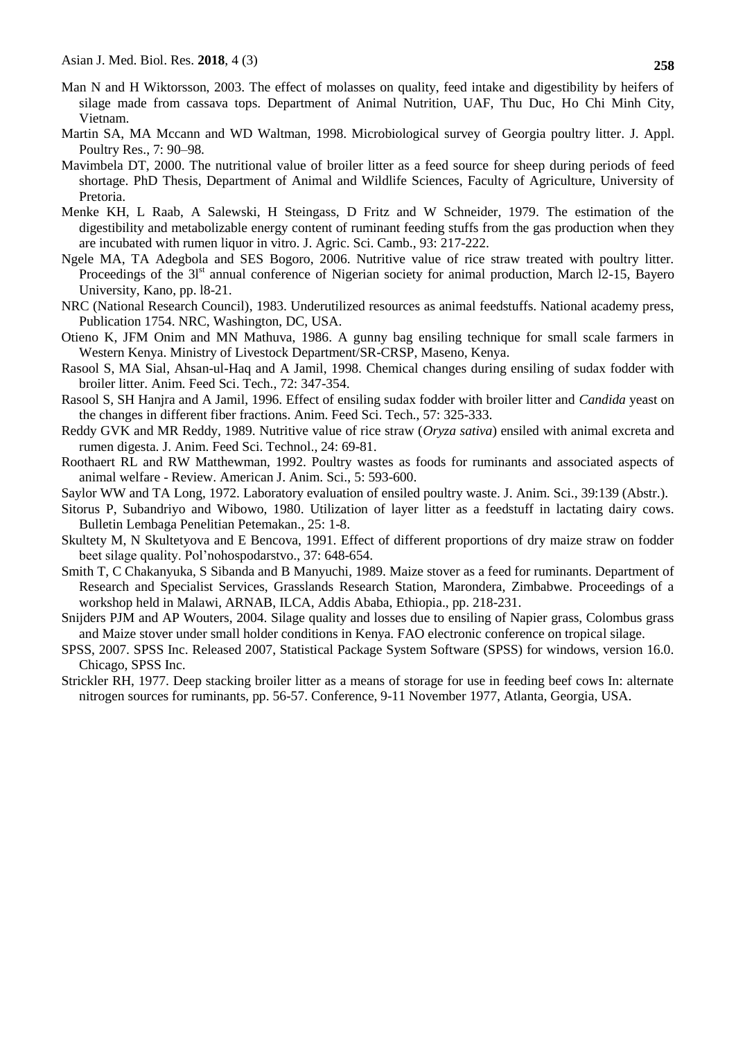Man N and H Wiktorsson, 2003. The effect of molasses on quality, feed intake and digestibility by heifers of silage made from cassava tops. Department of Animal Nutrition, UAF, Thu Duc, Ho Chi Minh City, Vietnam.

Martin SA, MA Mccann and WD Waltman, 1998. Microbiological survey of Georgia poultry litter. J. Appl. Poultry Res., 7: 90–98.

Mavimbela DT, 2000. The nutritional value of broiler litter as a feed source for sheep during periods of feed shortage. PhD Thesis, Department of Animal and Wildlife Sciences, Faculty of Agriculture, University of Pretoria.

Menke KH, L Raab, A Salewski, H Steingass, D Fritz and W Schneider, 1979. The estimation of the digestibility and metabolizable energy content of ruminant feeding stuffs from the gas production when they are incubated with rumen liquor in vitro. J. Agric. Sci. Camb., 93: 217-222.

Ngele MA, TA Adegbola and SES Bogoro, 2006. Nutritive value of rice straw treated with poultry litter. Proceedings of the 3l$^{st}$ annual conference of Nigerian society for animal production, March l2-15, Bayero University, Kano, pp. l8-21.

NRC (National Research Council), 1983. Underutilized resources as animal feedstuffs. National academy press, Publication 1754. NRC, Washington, DC, USA.

Otieno K, JFM Onim and MN Mathuva, 1986. A gunny bag ensiling technique for small scale farmers in Western Kenya. Ministry of Livestock Department/SR-CRSP, Maseno, Kenya.

Rasool S, MA Sial, Ahsan-ul-Haq and A Jamil, 1998. Chemical changes during ensiling of sudax fodder with broiler litter. Anim. Feed Sci. Tech., 72: 347-354.

Rasool S, SH Hanjra and A Jamil, 1996. Effect of ensiling sudax fodder with broiler litter and *Candida* yeast on the changes in different fiber fractions. Anim. Feed Sci. Tech., 57: 325-333.

Reddy GVK and MR Reddy, 1989. Nutritive value of rice straw (*Oryza sativa*) ensiled with animal excreta and rumen digesta. J. Anim. Feed Sci. Technol., 24: 69-81.

Roothaert RL and RW Matthewman, 1992. Poultry wastes as foods for ruminants and associated aspects of animal welfare - Review. American J. Anim. Sci., 5: 593-600.

Saylor WW and TA Long, 1972. Laboratory evaluation of ensiled poultry waste. J. Anim. Sci., 39:139 (Abstr.).

Sitorus P, Subandriyo and Wibowo, 1980. Utilization of layer litter as a feedstuff in lactating dairy cows. Bulletin Lembaga Penelitian Petemakan., 25: 1-8.

Skultety M, N Skultetyova and E Bencova, 1991. Effect of different proportions of dry maize straw on fodder beet silage quality. Pol'nohospodarstvo., 37: 648-654.

Smith T, C Chakanyuka, S Sibanda and B Manyuchi, 1989. Maize stover as a feed for ruminants. Department of Research and Specialist Services, Grasslands Research Station, Marondera, Zimbabwe. Proceedings of a workshop held in Malawi, ARNAB, ILCA, Addis Ababa, Ethiopia., pp. 218-231.

Snijders PJM and AP Wouters, 2004. Silage quality and losses due to ensiling of Napier grass, Colombus grass and Maize stover under small holder conditions in Kenya. FAO electronic conference on tropical silage.

SPSS, 2007. SPSS Inc. Released 2007, Statistical Package System Software (SPSS) for windows, version 16.0. Chicago, SPSS Inc.

Strickler RH, 1977. Deep stacking broiler litter as a means of storage for use in feeding beef cows In: alternate nitrogen sources for ruminants, pp. 56-57. Conference, 9-11 November 1977, Atlanta, Georgia, USA.